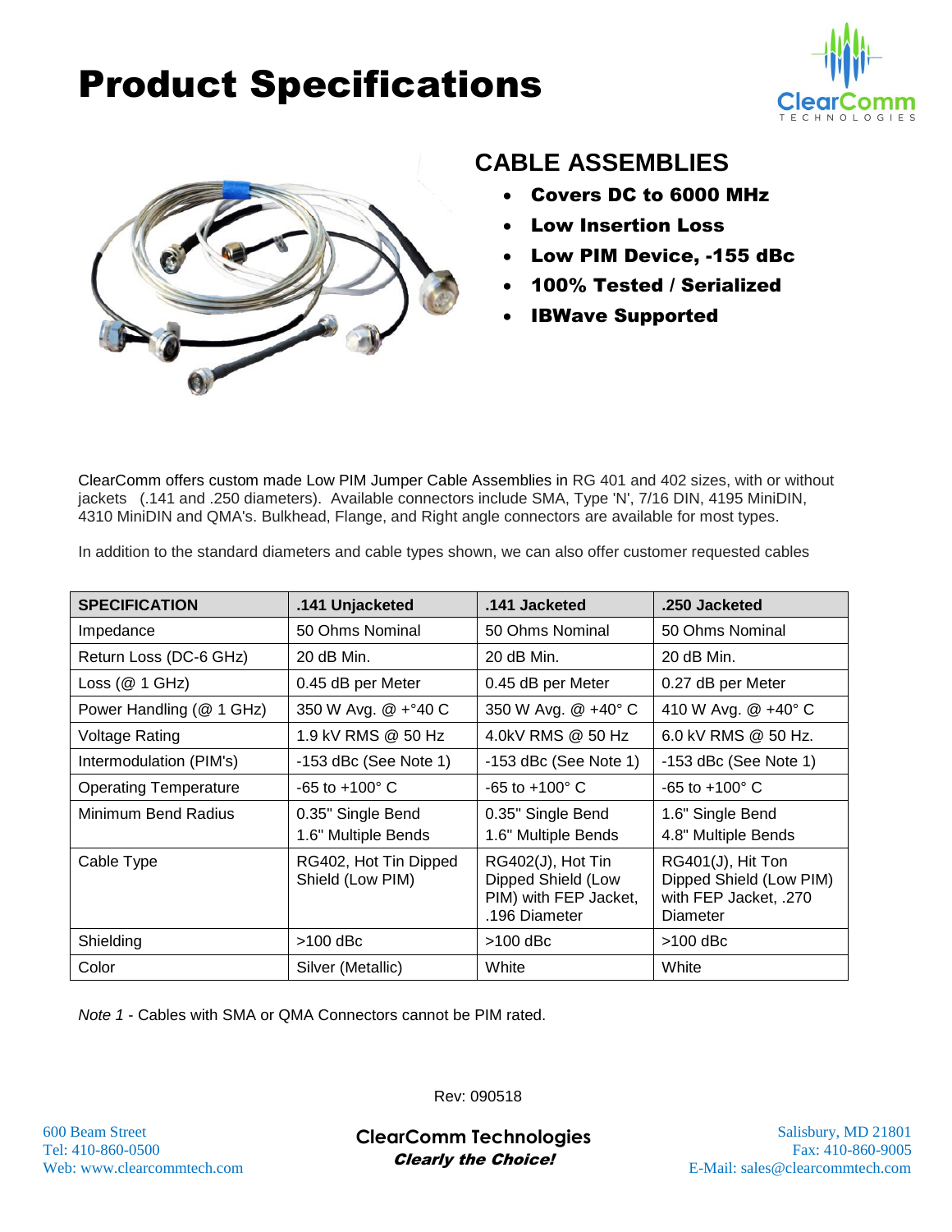# Product Specifications

## CABLE ASSEMBLIES

- **Covers DC to 6000 MHz**
- **Low Insertion Loss**
- **Low PIM Device, -155 dBc**
- **100% Tested / Serialized**
- **IBWave Supported**

ClearComm offers custom made Low PIM Jumper Cable Assemblies in RG 401 and 402 sizes, with or without jackets (.141 and .250 diameters). Available connectors include SMA, Type 'N', 7/16 DIN, 4195 MiniDIN, 4310 MiniDIN and QMA's. Bulkhead, Flange, and Right angle connectors are available for most types.

In addition to the standard diameters and cable types shown, we can also offer customer requested cables

| SPECIFICATION | .141 Unjacketed | .141 Jacketed | .250 Jacketed |
|---|---|---|---|
| Impedance | 50 Ohms Nominal | 50 Ohms Nominal | 50 Ohms Nominal |
| Return Loss (DC-6 GHz) | 20 dB Min. | 20 dB Min. | 20 dB Min. |
| Loss (@ 1 GHz) | 0.45 dB per Meter | 0.45 dB per Meter | 0.27 dB per Meter |
| Power Handling (@ 1 GHz) | 350 W Avg. @ +°40 C | 350 W Avg. @ +40° C | 410 W Avg. @ +40° C |
| Voltage Rating | 1.9 kV RMS @ 50 Hz | 4.0kV RMS @ 50 Hz | 6.0 kV RMS @ 50 Hz. |
| Intermodulation (PIM's) | -153 dBc (See Note 1) | -153 dBc (See Note 1) | -153 dBc (See Note 1) |
| Operating Temperature | -65 to +100° C | -65 to +100° C | -65 to +100° C |
| Minimum Bend Radius | 0.35" Single Bend<br>1.6" Multiple Bends | 0.35" Single Bend<br>1.6" Multiple Bends | 1.6" Single Bend<br>4.8" Multiple Bends |
| Cable Type | RG402, Hot Tin Dipped Shield (Low PIM) | RG402(J), Hot Tin Dipped Shield (Low PIM) with FEP Jacket, .196 Diameter | RG401(J), Hit Ton Dipped Shield (Low PIM) with FEP Jacket, .270 Diameter |
| Shielding | >100 dBc | >100 dBc | >100 dBc |
| Color | Silver (Metallic) | White | White |

*Note 1* - Cables with SMA or QMA Connectors cannot be PIM rated.

Rev: 090518

600 Beam Street
Tel: 410-860-0500
Web: www.clearcommtech.com

**ClearComm Technologies**
***Clearly the Choice!***

Salisbury, MD 21801
Fax: 410-860-9005
E-Mail: sales@clearcommtech.com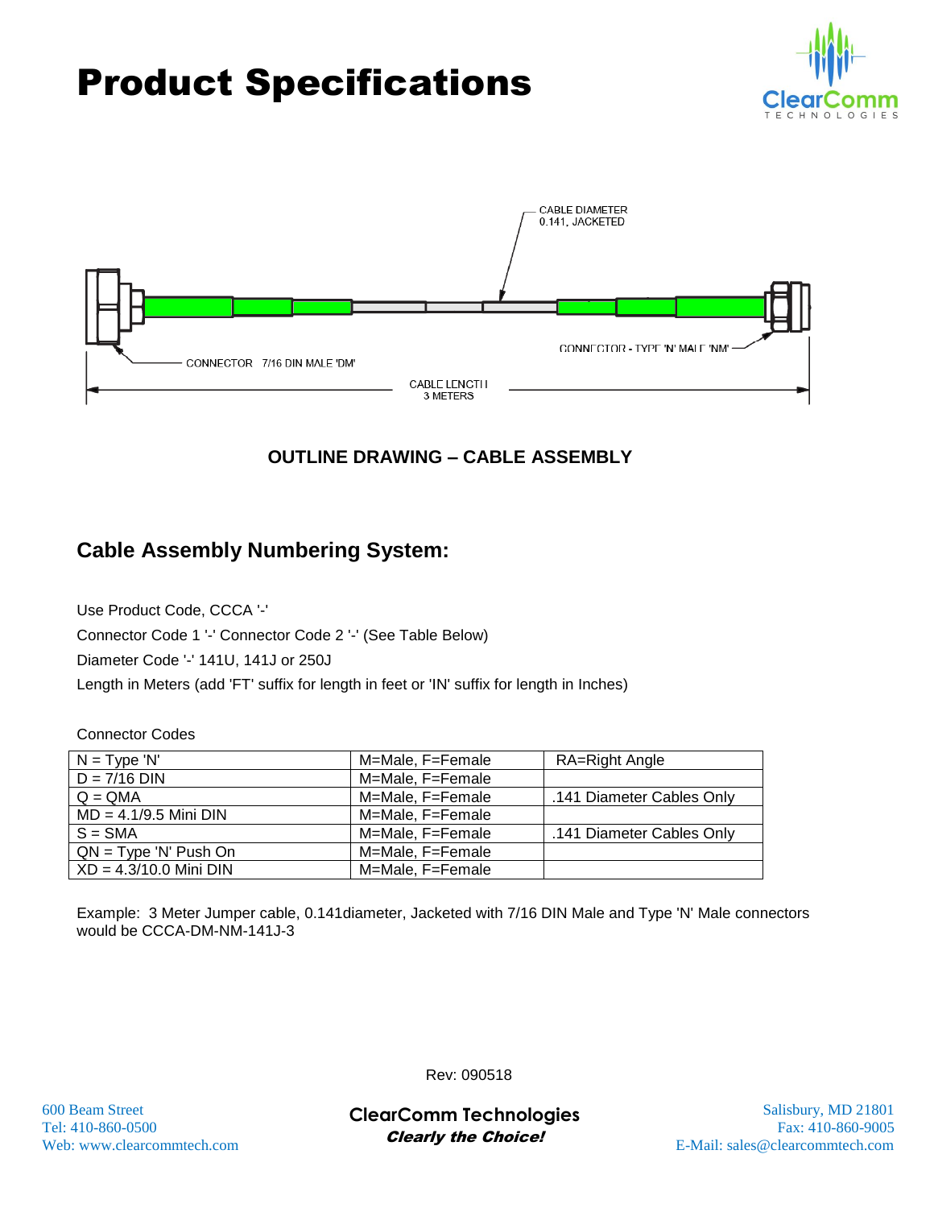# Product Specifications

CABLE DIAMETER
0.141, JACKETED

CONNECTOR 7/16 DIN MALE 'DM'

CONNECTOR - TYPE 'N' MALE 'NM'

CABLE LENGTH
3 METERS

**OUTLINE DRAWING – CABLE ASSEMBLY**

## Cable Assembly Numbering System:

Use Product Code, CCCA '-'

Connector Code 1 '-' Connector Code 2 '-' (See Table Below)

Diameter Code '-' 141U, 141J or 250J

Length in Meters (add 'FT' suffix for length in feet or 'IN' suffix for length in Inches)

Connector Codes

| | | |
|---|---|---|
| N = Type 'N' | M=Male, F=Female | RA=Right Angle |
| D = 7/16 DIN | M=Male, F=Female | |
| Q = QMA | M=Male, F=Female | .141 Diameter Cables Only |
| MD = 4.1/9.5 Mini DIN | M=Male, F=Female | |
| S = SMA | M=Male, F=Female | .141 Diameter Cables Only |
| QN = Type 'N' Push On | M=Male, F=Female | |
| XD = 4.3/10.0 Mini DIN | M=Male, F=Female | |

Example: 3 Meter Jumper cable, 0.141diameter, Jacketed with 7/16 DIN Male and Type 'N' Male connectors would be CCCA-DM-NM-141J-3

Rev: 090518

600 Beam Street
Tel: 410-860-0500
Web: www.clearcommtech.com

**ClearComm Technologies**
***Clearly the Choice!***

Salisbury, MD 21801
Fax: 410-860-9005
E-Mail: sales@clearcommtech.com